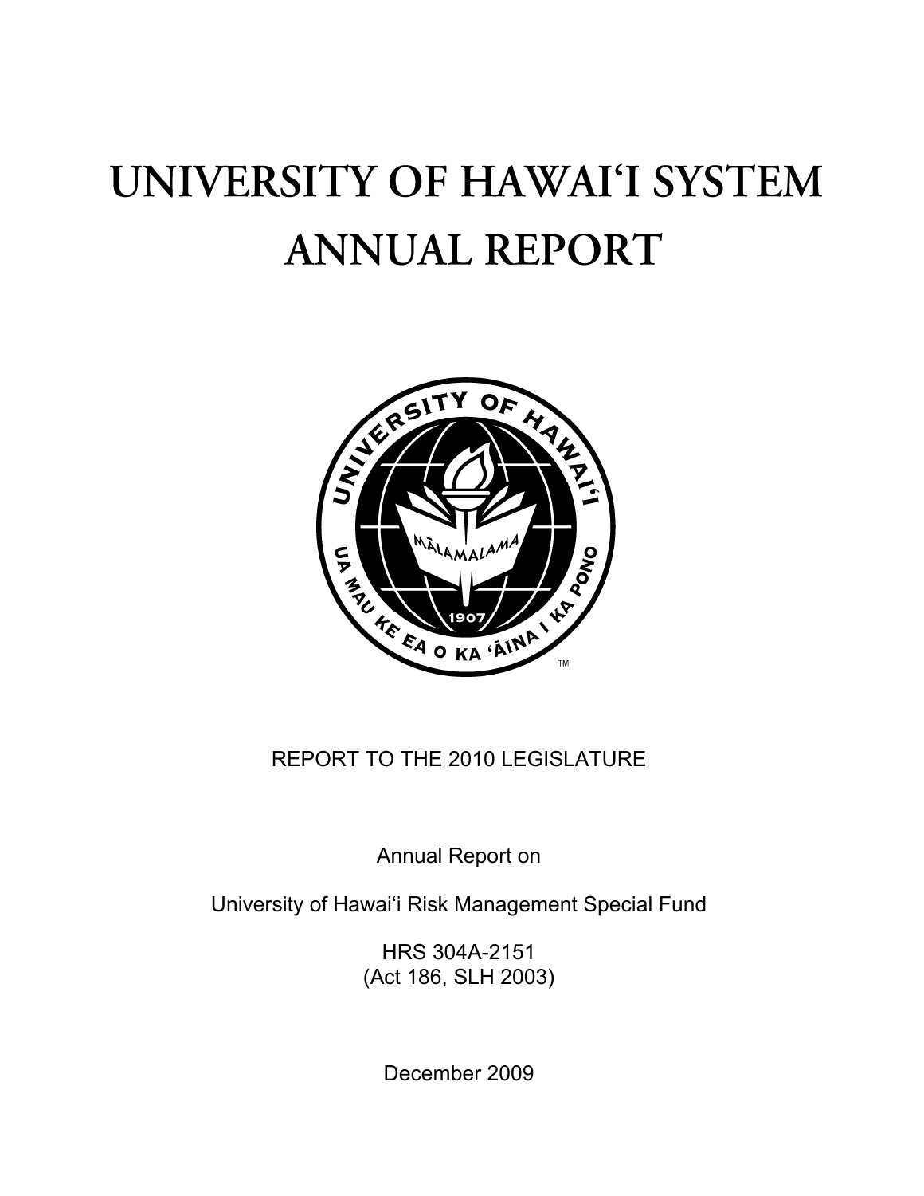# UNIVERSITY OF HAWAIʻI SYSTEM ANNUAL REPORT

REPORT TO THE 2010 LEGISLATURE

Annual Report on

University of Hawaiʻi Risk Management Special Fund

HRS 304A-2151
(Act 186, SLH 2003)

December 2009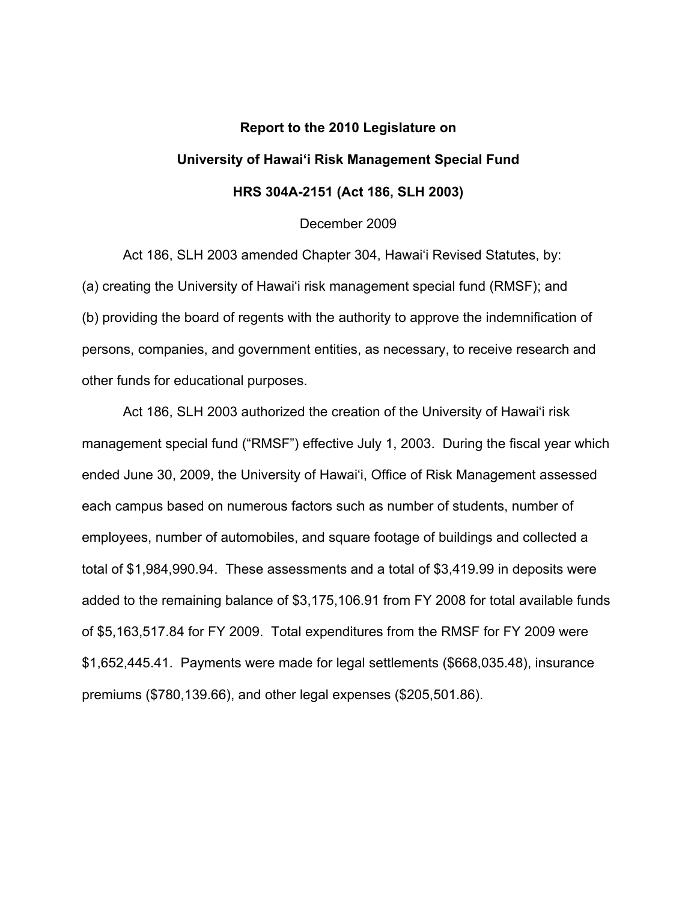**Report to the 2010 Legislature on**

**University of Hawai‘i Risk Management Special Fund**

**HRS 304A-2151 (Act 186, SLH 2003)**

December 2009

Act 186, SLH 2003 amended Chapter 304, Hawai‘i Revised Statutes, by:
(a) creating the University of Hawai‘i risk management special fund (RMSF); and
(b) providing the board of regents with the authority to approve the indemnification of persons, companies, and government entities, as necessary, to receive research and other funds for educational purposes.

Act 186, SLH 2003 authorized the creation of the University of Hawai‘i risk management special fund (“RMSF”) effective July 1, 2003. During the fiscal year which ended June 30, 2009, the University of Hawai‘i, Office of Risk Management assessed each campus based on numerous factors such as number of students, number of employees, number of automobiles, and square footage of buildings and collected a total of $1,984,990.94. These assessments and a total of $3,419.99 in deposits were added to the remaining balance of $3,175,106.91 from FY 2008 for total available funds of $5,163,517.84 for FY 2009. Total expenditures from the RMSF for FY 2009 were $1,652,445.41. Payments were made for legal settlements ($668,035.48), insurance premiums ($780,139.66), and other legal expenses ($205,501.86).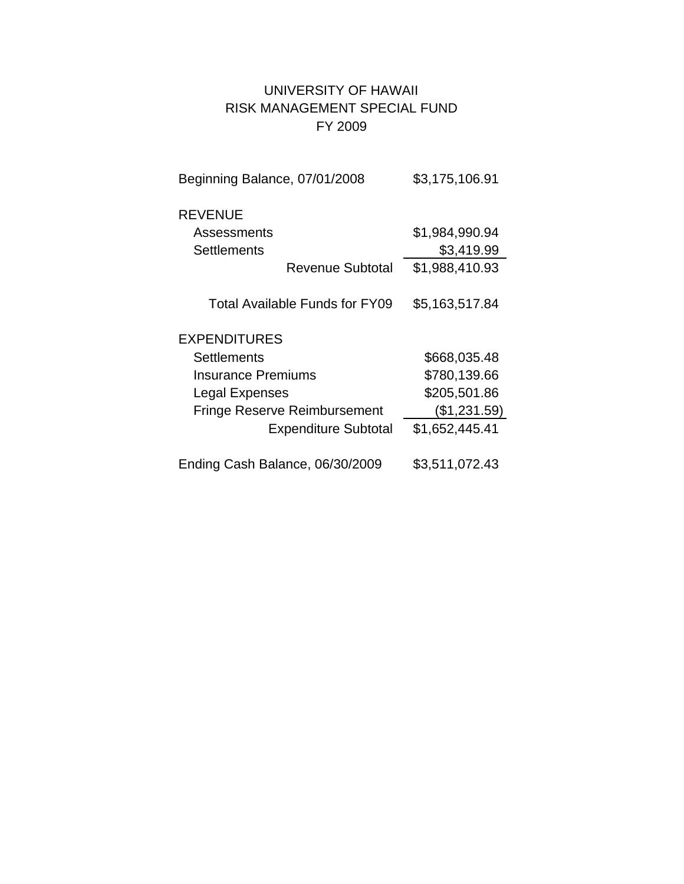# UNIVERSITY OF HAWAII
## RISK MANAGEMENT SPECIAL FUND
### FY 2009

| | |
|---|---|
| Beginning Balance, 07/01/2008 | $3,175,106.91 |
| | |
| REVENUE | |
| Assessments | $1,984,990.94 |
| Settlements | $3,419.99 |
| Revenue Subtotal | $1,988,410.93 |
| | |
| Total Available Funds for FY09 | $5,163,517.84 |
| | |
| EXPENDITURES | |
| Settlements | $668,035.48 |
| Insurance Premiums | $780,139.66 |
| Legal Expenses | $205,501.86 |
| Fringe Reserve Reimbursement | ($1,231.59) |
| Expenditure Subtotal | $1,652,445.41 |
| | |
| Ending Cash Balance, 06/30/2009 | $3,511,072.43 |